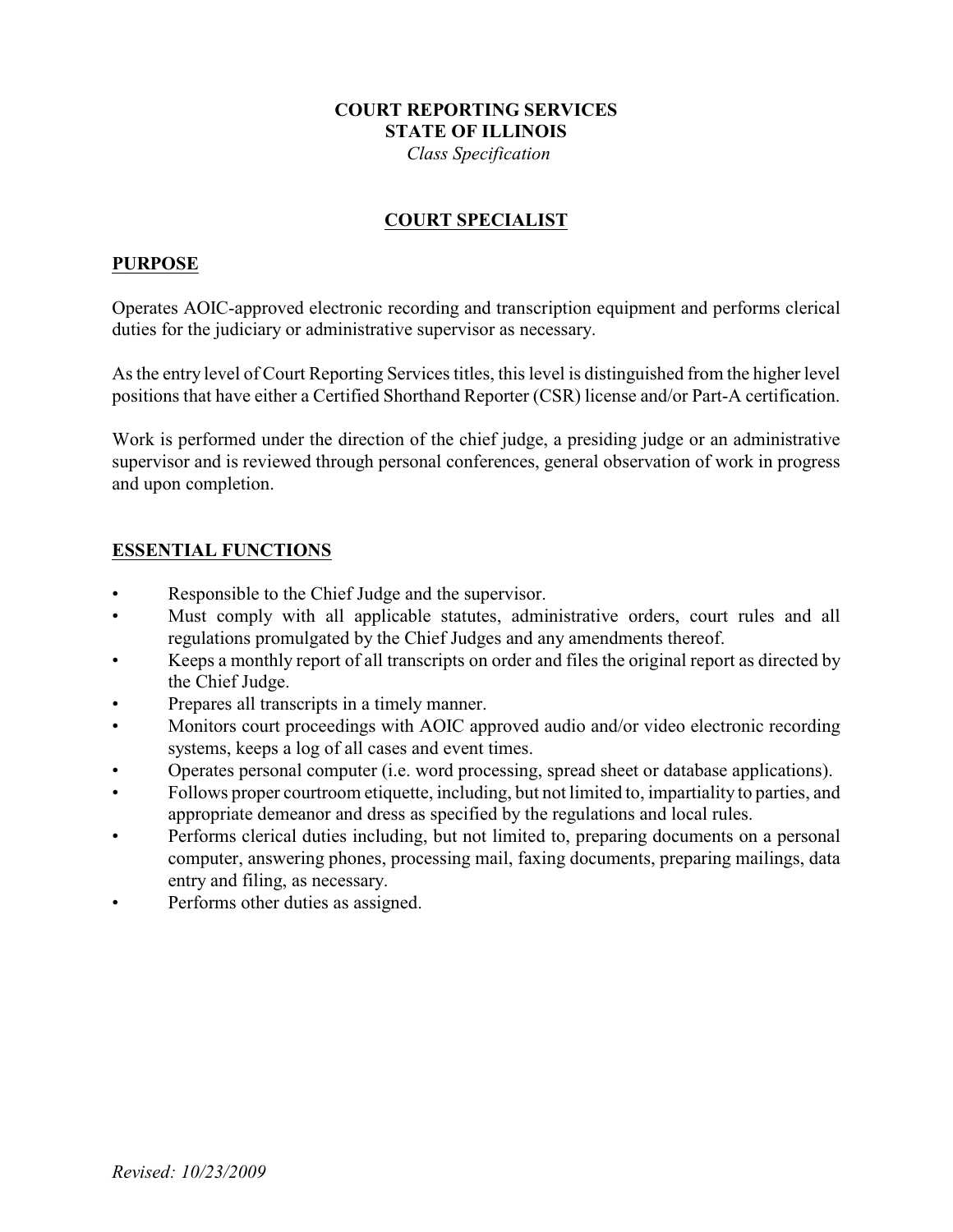**COURT REPORTING SERVICES**
**STATE OF ILLINOIS**
*Class Specification*

# COURT SPECIALIST

## PURPOSE

Operates AOIC-approved electronic recording and transcription equipment and performs clerical duties for the judiciary or administrative supervisor as necessary.

As the entry level of Court Reporting Services titles, this level is distinguished from the higher level positions that have either a Certified Shorthand Reporter (CSR) license and/or Part-A certification.

Work is performed under the direction of the chief judge, a presiding judge or an administrative supervisor and is reviewed through personal conferences, general observation of work in progress and upon completion.

## ESSENTIAL FUNCTIONS

- Responsible to the Chief Judge and the supervisor.
- Must comply with all applicable statutes, administrative orders, court rules and all regulations promulgated by the Chief Judges and any amendments thereof.
- Keeps a monthly report of all transcripts on order and files the original report as directed by the Chief Judge.
- Prepares all transcripts in a timely manner.
- Monitors court proceedings with AOIC approved audio and/or video electronic recording systems, keeps a log of all cases and event times.
- Operates personal computer (i.e. word processing, spread sheet or database applications).
- Follows proper courtroom etiquette, including, but not limited to, impartiality to parties, and appropriate demeanor and dress as specified by the regulations and local rules.
- Performs clerical duties including, but not limited to, preparing documents on a personal computer, answering phones, processing mail, faxing documents, preparing mailings, data entry and filing, as necessary.
- Performs other duties as assigned.

*Revised: 10/23/2009*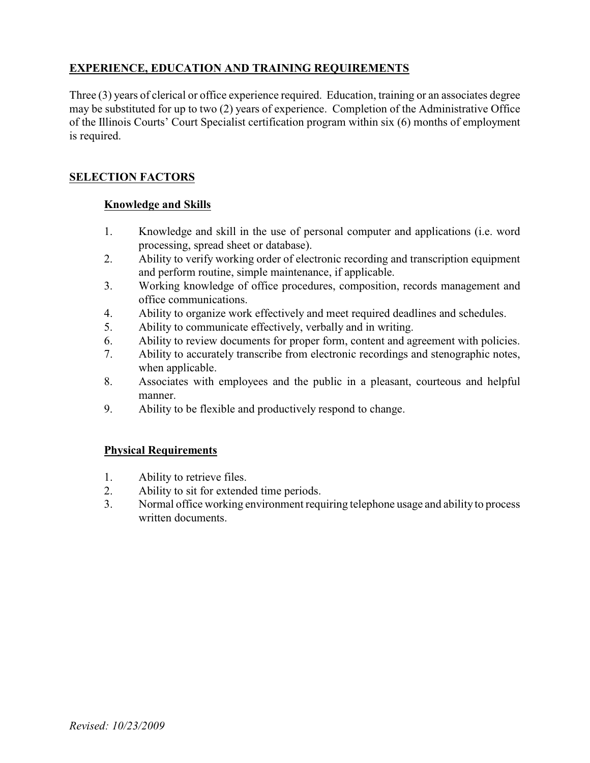## EXPERIENCE, EDUCATION AND TRAINING REQUIREMENTS

Three (3) years of clerical or office experience required. Education, training or an associates degree may be substituted for up to two (2) years of experience. Completion of the Administrative Office of the Illinois Courts' Court Specialist certification program within six (6) months of employment is required.

## SELECTION FACTORS

### Knowledge and Skills

1. Knowledge and skill in the use of personal computer and applications (i.e. word processing, spread sheet or database).
2. Ability to verify working order of electronic recording and transcription equipment and perform routine, simple maintenance, if applicable.
3. Working knowledge of office procedures, composition, records management and office communications.
4. Ability to organize work effectively and meet required deadlines and schedules.
5. Ability to communicate effectively, verbally and in writing.
6. Ability to review documents for proper form, content and agreement with policies.
7. Ability to accurately transcribe from electronic recordings and stenographic notes, when applicable.
8. Associates with employees and the public in a pleasant, courteous and helpful manner.
9. Ability to be flexible and productively respond to change.

### Physical Requirements

1. Ability to retrieve files.
2. Ability to sit for extended time periods.
3. Normal office working environment requiring telephone usage and ability to process written documents.

*Revised: 10/23/2009*